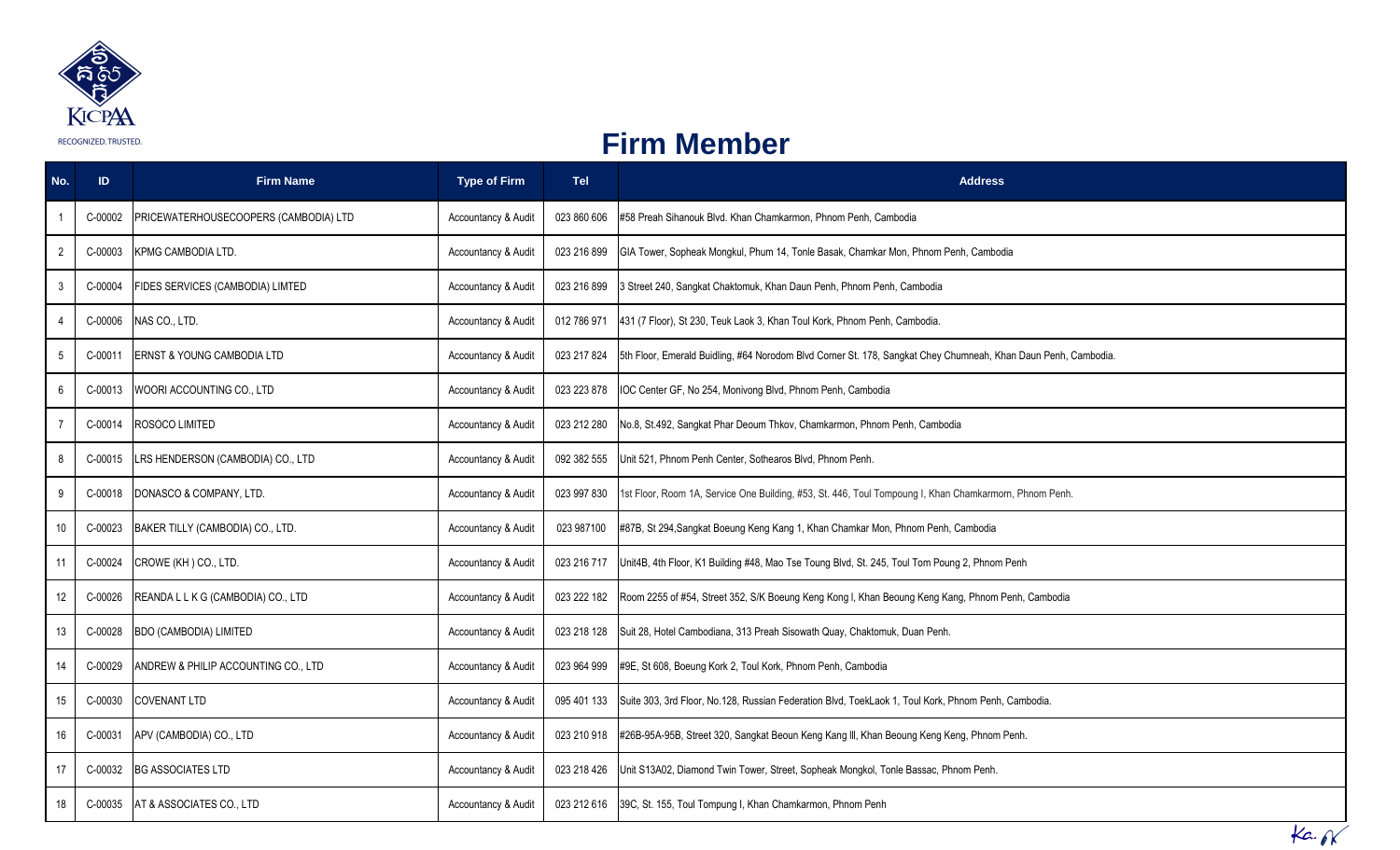RECOGNIZED. TRUSTED.

# Firm Member

| No. | ID | Firm Name | Type of Firm | Tel | Address |
|---|---|---|---|---|---|
| 1 | C-00002 | PRICEWATERHOUSECOOPERS (CAMBODIA) LTD | Accountancy & Audit | 023 860 606 | #58 Preah Sihanouk Blvd. Khan Chamkarmon, Phnom Penh, Cambodia |
| 2 | C-00003 | KPMG CAMBODIA LTD. | Accountancy & Audit | 023 216 899 | GIA Tower, Sopheak Mongkul, Phum 14, Tonle Basak, Chamkar Mon, Phnom Penh, Cambodia |
| 3 | C-00004 | FIDES SERVICES (CAMBODIA) LIMTED | Accountancy & Audit | 023 216 899 | 3 Street 240, Sangkat Chaktomuk, Khan Daun Penh, Phnom Penh, Cambodia |
| 4 | C-00006 | NAS CO., LTD. | Accountancy & Audit | 012 786 971 | 431 (7 Floor), St 230, Teuk Laok 3, Khan Toul Kork, Phnom Penh, Cambodia. |
| 5 | C-00011 | ERNST & YOUNG CAMBODIA LTD | Accountancy & Audit | 023 217 824 | 5th Floor, Emerald Buidling, #64 Norodom Blvd Corner St. 178, Sangkat Chey Chumneah, Khan Daun Penh, Cambodia. |
| 6 | C-00013 | WOORI ACCOUNTING CO., LTD | Accountancy & Audit | 023 223 878 | IOC Center GF, No 254, Monivong Blvd, Phnom Penh, Cambodia |
| 7 | C-00014 | ROSOCO LIMITED | Accountancy & Audit | 023 212 280 | No.8, St.492, Sangkat Phar Deoum Thkov, Chamkarmon, Phnom Penh, Cambodia |
| 8 | C-00015 | LRS HENDERSON (CAMBODIA) CO., LTD | Accountancy & Audit | 092 382 555 | Unit 521, Phnom Penh Center, Sothearos Blvd, Phnom Penh. |
| 9 | C-00018 | DONASCO & COMPANY, LTD. | Accountancy & Audit | 023 997 830 | 1st Floor, Room 1A, Service One Building, #53, St. 446, Toul Tompoung I, Khan Chamkarmorn, Phnom Penh. |
| 10 | C-00023 | BAKER TILLY (CAMBODIA) CO., LTD. | Accountancy & Audit | 023 987100 | #87B, St 294,Sangkat Boeung Keng Kang 1, Khan Chamkar Mon, Phnom Penh, Cambodia |
| 11 | C-00024 | CROWE (KH ) CO., LTD. | Accountancy & Audit | 023 216 717 | Unit4B, 4th Floor, K1 Building #48, Mao Tse Toung Blvd, St. 245, Toul Tom Poung 2, Phnom Penh |
| 12 | C-00026 | REANDA L L K G (CAMBODIA) CO., LTD | Accountancy & Audit | 023 222 182 | Room 2255 of #54, Street 352, S/K Boeung Keng Kong I, Khan Beoung Keng Kang, Phnom Penh, Cambodia |
| 13 | C-00028 | BDO (CAMBODIA) LIMITED | Accountancy & Audit | 023 218 128 | Suit 28, Hotel Cambodiana, 313 Preah Sisowath Quay, Chaktomuk, Duan Penh. |
| 14 | C-00029 | ANDREW & PHILIP ACCOUNTING CO., LTD | Accountancy & Audit | 023 964 999 | #9E, St 608, Boeung Kork 2, Toul Kork, Phnom Penh, Cambodia |
| 15 | C-00030 | COVENANT LTD | Accountancy & Audit | 095 401 133 | Suite 303, 3rd Floor, No.128, Russian Federation Blvd, ToekLaok 1, Toul Kork, Phnom Penh, Cambodia. |
| 16 | C-00031 | APV (CAMBODIA) CO., LTD | Accountancy & Audit | 023 210 918 | #26B-95A-95B, Street 320, Sangkat Beoun Keng Kang III, Khan Beoung Keng Keng, Phnom Penh. |
| 17 | C-00032 | BG ASSOCIATES LTD | Accountancy & Audit | 023 218 426 | Unit S13A02, Diamond Twin Tower, Street, Sopheak Mongkol, Tonle Bassac, Phnom Penh. |
| 18 | C-00035 | AT & ASSOCIATES CO., LTD | Accountancy & Audit | 023 212 616 | 39C, St. 155, Toul Tompung I, Khan Chamkarmon, Phnom Penh |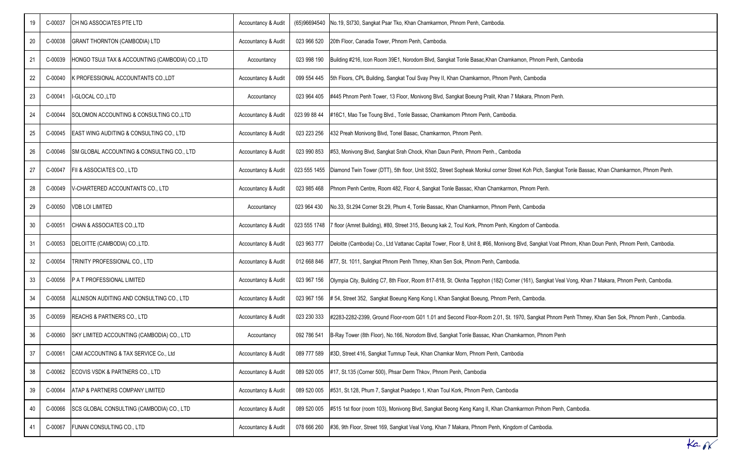| 19 | C-00037 | CH NG ASSOCIATES PTE LTD | Accountancy & Audit | (65)96694540 | No.19, St730, Sangkat Psar Tko, Khan Chamkarmon, Phnom Penh, Cambodia. |
|---|---|---|---|---|---|
| 20 | C-00038 | GRANT THORNTON (CAMBODIA) LTD | Accountancy & Audit | 023 966 520 | 20th Floor, Canadia Tower, Phnom Penh, Cambodia. |
| 21 | C-00039 | HONGO TSUJI TAX & ACCOUNTING (CAMBODIA) CO.,LTD | Accountancy | 023 998 190 | Building #216, Icon Room 39E1, Norodom Blvd, Sangkat Tonle Basac,Khan Chamkamon, Phnom Penh, Cambodia |
| 22 | C-00040 | K PROFESSIONAL ACCOUNTANTS CO.,LDT | Accountancy & Audit | 099 554 445 | 5th Floors, CPL Building, Sangkat Toul Svay Prey II, Khan Chamkarmon, Phnom Penh, Cambodia |
| 23 | C-00041 | I-GLOCAL CO.,LTD | Accountancy | 023 964 405 | #445 Phnom Penh Tower, 13 Floor, Monivong Blvd, Sangkat Boeung Pralit, Khan 7 Makara, Phnom Penh. |
| 24 | C-00044 | SOLOMON ACCOUNTING & CONSULTING CO.,LTD | Accountancy & Audit | 023 99 88 44 | #16C1, Mao Tse Toung Blvd., Tonle Bassac, Chamkamorn Phnom Penh, Cambodia. |
| 25 | C-00045 | EAST WING AUDITING & CONSULTING CO., LTD | Accountancy & Audit | 023 223 256 | 432 Preah Monivong Blvd, Tonel Basac, Chamkarmon, Phnom Penh. |
| 26 | C-00046 | SM GLOBAL ACCOUNTING & CONSULTING CO., LTD | Accountancy & Audit | 023 990 853 | #53, Monivong Blvd, Sangkat Srah Chock, Khan Daun Penh, Phnom Penh., Cambodia |
| 27 | C-00047 | FII & ASSOCIATES CO., LTD | Accountancy & Audit | 023 555 1455 | Diamond Twin Tower (DTT), 5th floor, Unit S502, Street Sopheak Monkul corner Street Koh Pich, Sangkat Tonle Bassac, Khan Chamkarmon, Phnom Penh. |
| 28 | C-00049 | V-CHARTERED ACCOUNTANTS CO., LTD | Accountancy & Audit | 023 985 468 | Phnom Penh Centre, Room 482, Floor 4, Sangkat Tonle Bassac, Khan Chamkarmon, Phnom Penh. |
| 29 | C-00050 | VDB LOI LIMITED | Accountancy | 023 964 430 | No.33, St.294 Corner St.29, Phum 4, Tonle Bassac, Khan Chamkarmon, Phnom Penh, Cambodia |
| 30 | C-00051 | CHAN & ASSOCIATES CO.,LTD | Accountancy & Audit | 023 555 1748 | 7 floor (Amret Building), #80, Street 315, Beoung kak 2, Toul Kork, Phnom Penh, Kingdom of Cambodia. |
| 31 | C-00053 | DELOITTE (CAMBODIA) CO.,LTD. | Accountancy & Audit | 023 963 777 | Deloitte (Cambodia) Co., Ltd Vattanac Capital Tower, Floor 8, Unit 8, #66, Monivong Blvd, Sangkat Voat Phnom, Khan Doun Penh, Phnom Penh, Cambodia. |
| 32 | C-00054 | TRINITY PROFESSIONAL CO., LTD | Accountancy & Audit | 012 668 846 | #77, St. 1011, Sangkat Phnom Penh Thmey, Khan Sen Sok, Phnom Penh, Cambodia. |
| 33 | C-00056 | P A T PROFESSIONAL LIMITED | Accountancy & Audit | 023 967 156 | Olympia City, Building C7, 8th Floor, Room 817-818, St. Oknha Tepphon (182) Corner (161), Sangkat Veal Vong, Khan 7 Makara, Phnom Penh, Cambodia. |
| 34 | C-00058 | ALLNISON AUDITING AND CONSULTING CO., LTD | Accountancy & Audit | 023 967 156 | # 54, Street 352, Sangkat Boeung Keng Kong I, Khan Sangkat Boeung, Phnom Penh, Cambodia. |
| 35 | C-00059 | REACHS & PARTNERS CO., LTD | Accountancy & Audit | 023 230 333 | #2283-2282-2399, Ground Floor-room G01 1.01 and Second Floor-Room 2.01, St. 1970, Sangkat Phnom Penh Thmey, Khan Sen Sok, Phnom Penh , Cambodia. |
| 36 | C-00060 | SKY LIMITED ACCOUNTING (CAMBODIA) CO., LTD | Accountancy | 092 786 541 | B-Ray Tower (8th Floor), No.166, Norodom Blvd, Sangkat Tonle Bassac, Khan Chamkarmon, Phnom Penh |
| 37 | C-00061 | CAM ACCOUNTING & TAX SERVICE Co., Ltd | Accountancy & Audit | 089 777 589 | #3D, Street 416, Sangkat Tumnup Teuk, Khan Chamkar Morn, Phnom Penh, Cambodia |
| 38 | C-00062 | ECOVIS VSDK & PARTNERS CO., LTD | Accountancy & Audit | 089 520 005 | #17, St.135 (Corner 500), Phsar Derm Thkov, Phnom Penh, Cambodia |
| 39 | C-00064 | ATAP & PARTNERS COMPANY LIMITED | Accountancy & Audit | 089 520 005 | #531, St.128, Phum 7, Sangkat Psadepo 1, Khan Toul Kork, Phnom Penh, Cambodia |
| 40 | C-00066 | SCS GLOBAL CONSULTING (CAMBODIA) CO., LTD | Accountancy & Audit | 089 520 005 | #515 1st floor (room 103), Monivong Blvd, Sangkat Beong Keng Kang II, Khan Chamkarmon Pnhom Penh, Cambodia. |
| 41 | C-00067 | FUNAN CONSULTING CO., LTD | Accountancy & Audit | 078 666 260 | #36, 9th Floor, Street 169, Sangkat Veal Vong, Khan 7 Makara, Phnom Penh, Kingdom of Cambodia. |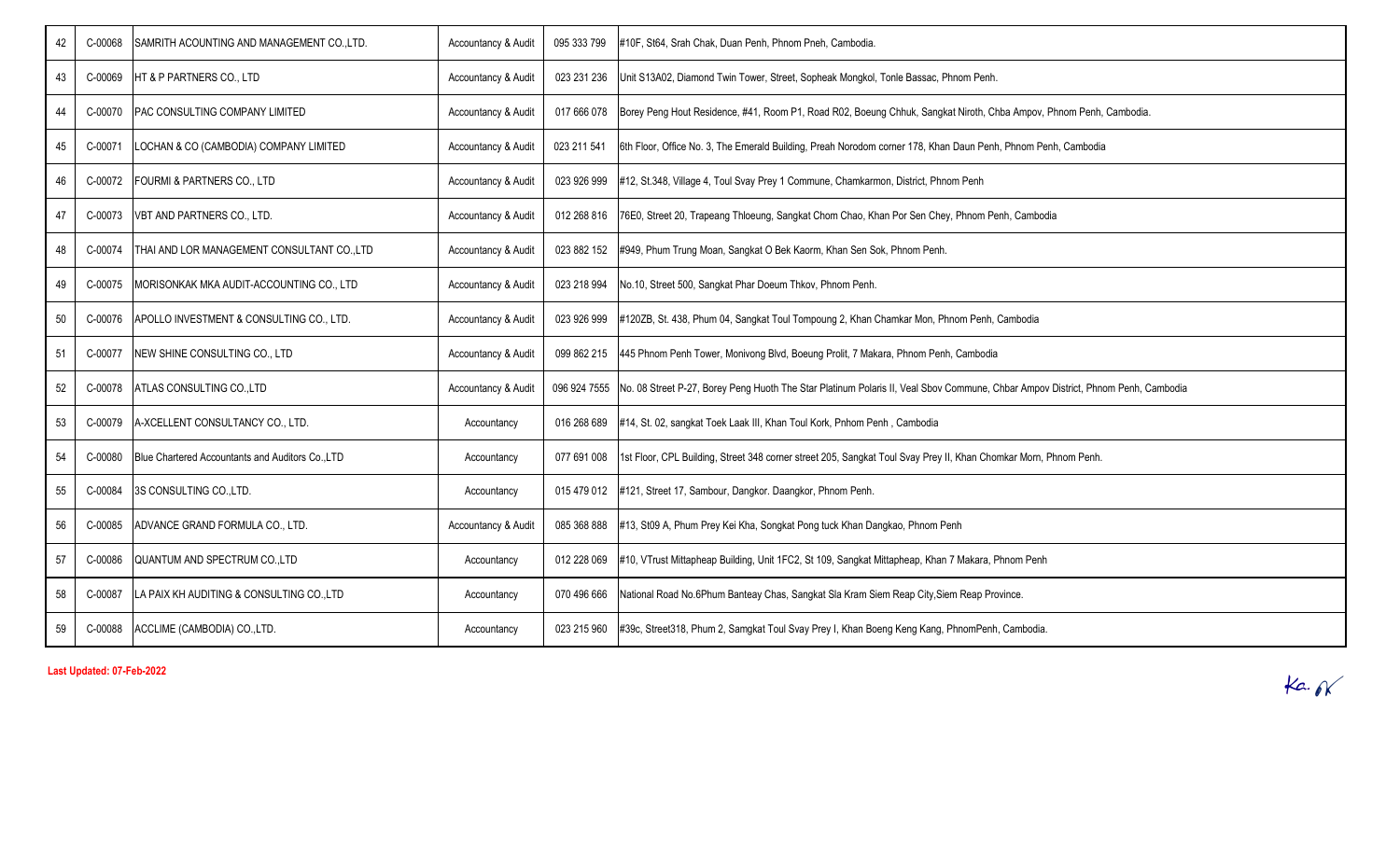| | | | | | |
|---|---|---|---|---|---|
| 42 | C-00068 | SAMRITH ACOUNTING AND MANAGEMENT CO.,LTD. | Accountancy & Audit | 095 333 799 | #10F, St64, Srah Chak, Duan Penh, Phnom Pneh, Cambodia. |
| 43 | C-00069 | HT & P PARTNERS CO., LTD | Accountancy & Audit | 023 231 236 | Unit S13A02, Diamond Twin Tower, Street, Sopheak Mongkol, Tonle Bassac, Phnom Penh. |
| 44 | C-00070 | PAC CONSULTING COMPANY LIMITED | Accountancy & Audit | 017 666 078 | Borey Peng Hout Residence, #41, Room P1, Road R02, Boeung Chhuk, Sangkat Niroth, Chba Ampov, Phnom Penh, Cambodia. |
| 45 | C-00071 | LOCHAN & CO (CAMBODIA) COMPANY LIMITED | Accountancy & Audit | 023 211 541 | 6th Floor, Office No. 3, The Emerald Building, Preah Norodom corner 178, Khan Daun Penh, Phnom Penh, Cambodia |
| 46 | C-00072 | FOURMI & PARTNERS CO., LTD | Accountancy & Audit | 023 926 999 | #12, St.348, Village 4, Toul Svay Prey 1 Commune, Chamkarmon, District, Phnom Penh |
| 47 | C-00073 | VBT AND PARTNERS CO., LTD. | Accountancy & Audit | 012 268 816 | 76E0, Street 20, Trapeang Thloeung, Sangkat Chom Chao, Khan Por Sen Chey, Phnom Penh, Cambodia |
| 48 | C-00074 | THAI AND LOR MANAGEMENT CONSULTANT CO.,LTD | Accountancy & Audit | 023 882 152 | #949, Phum Trung Moan, Sangkat O Bek Kaorm, Khan Sen Sok, Phnom Penh. |
| 49 | C-00075 | MORISONKAK MKA AUDIT-ACCOUNTING CO., LTD | Accountancy & Audit | 023 218 994 | No.10, Street 500, Sangkat Phar Doeum Thkov, Phnom Penh. |
| 50 | C-00076 | APOLLO INVESTMENT & CONSULTING CO., LTD. | Accountancy & Audit | 023 926 999 | #120ZB, St. 438, Phum 04, Sangkat Toul Tompoung 2, Khan Chamkar Mon, Phnom Penh, Cambodia |
| 51 | C-00077 | NEW SHINE CONSULTING CO., LTD | Accountancy & Audit | 099 862 215 | 445 Phnom Penh Tower, Monivong Blvd, Boeung Prolit, 7 Makara, Phnom Penh, Cambodia |
| 52 | C-00078 | ATLAS CONSULTING CO.,LTD | Accountancy & Audit | 096 924 7555 | No. 08 Street P-27, Borey Peng Huoth The Star Platinum Polaris II, Veal Sbov Commune, Chbar Ampov District, Phnom Penh, Cambodia |
| 53 | C-00079 | A-XCELLENT CONSULTANCY CO., LTD. | Accountancy | 016 268 689 | #14, St. 02, sangkat Toek Laak III, Khan Toul Kork, Pnhom Penh , Cambodia |
| 54 | C-00080 | Blue Chartered Accountants and Auditors Co.,LTD | Accountancy | 077 691 008 | 1st Floor, CPL Building, Street 348 corner street 205, Sangkat Toul Svay Prey II, Khan Chomkar Morn, Phnom Penh. |
| 55 | C-00084 | 3S CONSULTING CO.,LTD. | Accountancy | 015 479 012 | #121, Street 17, Sambour, Dangkor. Daangkor, Phnom Penh. |
| 56 | C-00085 | ADVANCE GRAND FORMULA CO., LTD. | Accountancy & Audit | 085 368 888 | #13, St09 A, Phum Prey Kei Kha, Songkat Pong tuck Khan Dangkao, Phnom Penh |
| 57 | C-00086 | QUANTUM AND SPECTRUM CO.,LTD | Accountancy | 012 228 069 | #10, VTrust Mittapheap Building, Unit 1FC2, St 109, Sangkat Mittapheap, Khan 7 Makara, Phnom Penh |
| 58 | C-00087 | LA PAIX KH AUDITING & CONSULTING CO.,LTD | Accountancy | 070 496 666 | National Road No.6Phum Banteay Chas, Sangkat Sla Kram Siem Reap City,Siem Reap Province. |
| 59 | C-00088 | ACCLIME (CAMBODIA) CO.,LTD. | Accountancy | 023 215 960 | #39c, Street318, Phum 2, Samgkat Toul Svay Prey I, Khan Boeng Keng Kang, PhnomPenh, Cambodia. |

**Last Updated: 07-Feb-2022**